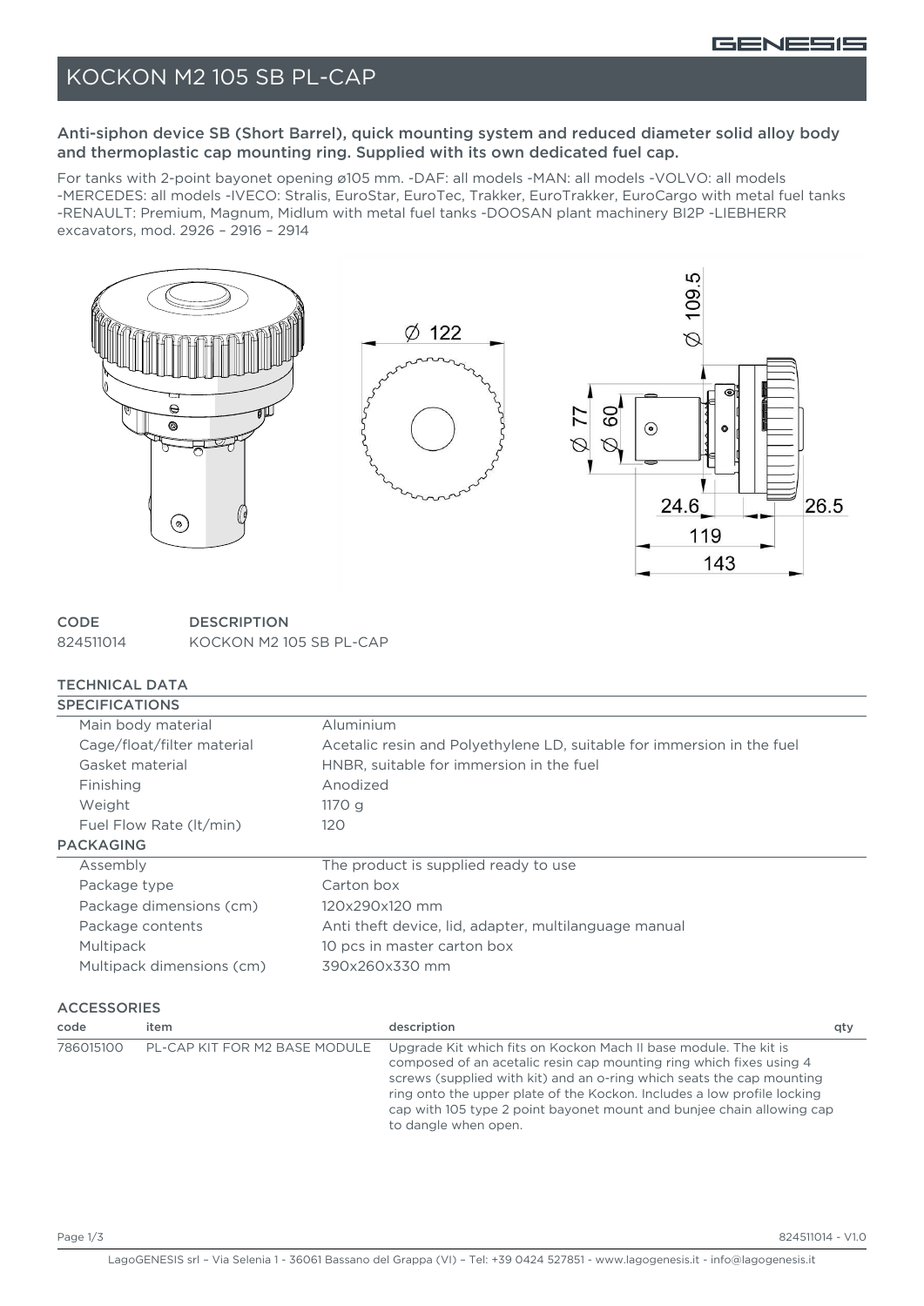# KOCKON M2 105 SB PL-CAP

**Anti-siphon device SB (Short Barrel), quick mounting system and reduced diameter solid alloy body and thermoplastic cap mounting ring. Supplied with its own dedicated fuel cap.**

For tanks with 2-point bayonet opening ø105 mm. -DAF: all models -MAN: all models -VOLVO: all models -MERCEDES: all models -IVECO: Stralis, EuroStar, EuroTec, Trakker, EuroTrakker, EuroCargo with metal fuel tanks -RENAULT: Premium, Magnum, Midlum with metal fuel tanks -DOOSAN plant machinery BI2P -LIEBHERR excavators, mod. 2926 – 2916 – 2914

Ø 122

Ø 109.5

Ø 77 Ø 60

24.6 26.5

119

143

| CODE | DESCRIPTION |
|---|---|
| 824511014 | KOCKON M2 105 SB PL-CAP |

## TECHNICAL DATA

| SPECIFICATIONS | |
|---|---|
| Main body material | Aluminium |
| Cage/float/filter material | Acetalic resin and Polyethylene LD, suitable for immersion in the fuel |
| Gasket material | HNBR, suitable for immersion in the fuel |
| Finishing | Anodized |
| Weight | 1170 g |
| Fuel Flow Rate (lt/min) | 120 |
| **PACKAGING** | |
| Assembly | The product is supplied ready to use |
| Package type | Carton box |
| Package dimensions (cm) | 120x290x120 mm |
| Package contents | Anti theft device, lid, adapter, multilanguage manual |
| Multipack | 10 pcs in master carton box |
| Multipack dimensions (cm) | 390x260x330 mm |

## ACCESSORIES

| code | item | description | qty |
|---|---|---|---|
| 786015100 | PL-CAP KIT FOR M2 BASE MODULE | Upgrade Kit which fits on Kockon Mach II base module. The kit is composed of an acetalic resin cap mounting ring which fixes using 4 screws (supplied with kit) and an o-ring which seats the cap mounting ring onto the upper plate of the Kockon. Includes a low profile locking cap with 105 type 2 point bayonet mount and bunjee chain allowing cap to dangle when open. | |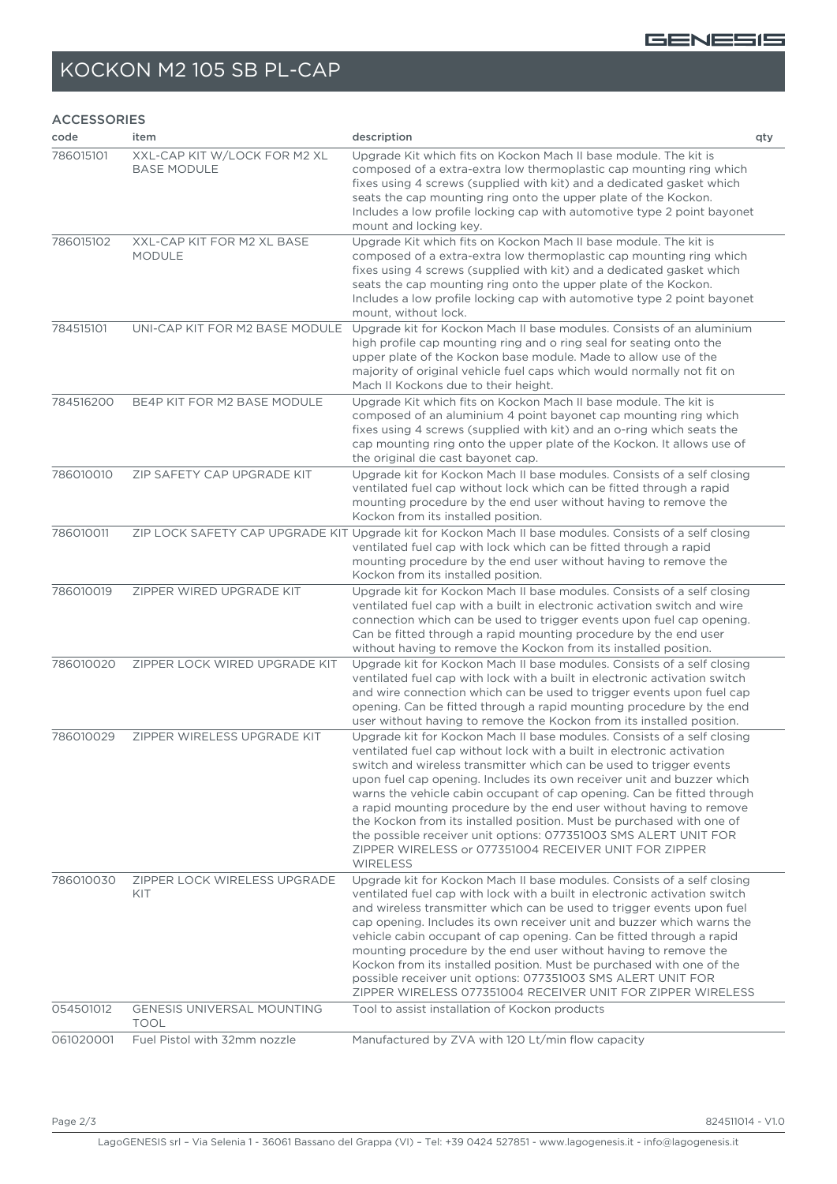# KOCKON M2 105 SB PL-CAP

## ACCESSORIES

| code | item | description | qty |
|---|---|---|---|
| 786015101 | XXL-CAP KIT W/LOCK FOR M2 XL BASE MODULE | Upgrade Kit which fits on Kockon Mach II base module. The kit is composed of a extra-extra low thermoplastic cap mounting ring which fixes using 4 screws (supplied with kit) and a dedicated gasket which seats the cap mounting ring onto the upper plate of the Kockon. Includes a low profile locking cap with automotive type 2 point bayonet mount and locking key. | |
| 786015102 | XXL-CAP KIT FOR M2 XL BASE MODULE | Upgrade Kit which fits on Kockon Mach II base module. The kit is composed of a extra-extra low thermoplastic cap mounting ring which fixes using 4 screws (supplied with kit) and a dedicated gasket which seats the cap mounting ring onto the upper plate of the Kockon. Includes a low profile locking cap with automotive type 2 point bayonet mount, without lock. | |
| 784515101 | UNI-CAP KIT FOR M2 BASE MODULE | Upgrade kit for Kockon Mach II base modules. Consists of an aluminium high profile cap mounting ring and o ring seal for seating onto the upper plate of the Kockon base module. Made to allow use of the majority of original vehicle fuel caps which would normally not fit on Mach II Kockons due to their height. | |
| 784516200 | BE4P KIT FOR M2 BASE MODULE | Upgrade Kit which fits on Kockon Mach II base module. The kit is composed of an aluminium 4 point bayonet cap mounting ring which fixes using 4 screws (supplied with kit) and an o-ring which seats the cap mounting ring onto the upper plate of the Kockon. It allows use of the original die cast bayonet cap. | |
| 786010010 | ZIP SAFETY CAP UPGRADE KIT | Upgrade kit for Kockon Mach II base modules. Consists of a self closing ventilated fuel cap without lock which can be fitted through a rapid mounting procedure by the end user without having to remove the Kockon from its installed position. | |
| 786010011 | ZIP LOCK SAFETY CAP UPGRADE KIT | Upgrade kit for Kockon Mach II base modules. Consists of a self closing ventilated fuel cap with lock which can be fitted through a rapid mounting procedure by the end user without having to remove the Kockon from its installed position. | |
| 786010019 | ZIPPER WIRED UPGRADE KIT | Upgrade kit for Kockon Mach II base modules. Consists of a self closing ventilated fuel cap with a built in electronic activation switch and wire connection which can be used to trigger events upon fuel cap opening. Can be fitted through a rapid mounting procedure by the end user without having to remove the Kockon from its installed position. | |
| 786010020 | ZIPPER LOCK WIRED UPGRADE KIT | Upgrade kit for Kockon Mach II base modules. Consists of a self closing ventilated fuel cap with lock with a built in electronic activation switch and wire connection which can be used to trigger events upon fuel cap opening. Can be fitted through a rapid mounting procedure by the end user without having to remove the Kockon from its installed position. | |
| 786010029 | ZIPPER WIRELESS UPGRADE KIT | Upgrade kit for Kockon Mach II base modules. Consists of a self closing ventilated fuel cap without lock with a built in electronic activation switch and wireless transmitter which can be used to trigger events upon fuel cap opening. Includes its own receiver unit and buzzer which warns the vehicle cabin occupant of cap opening. Can be fitted through a rapid mounting procedure by the end user without having to remove the Kockon from its installed position. Must be purchased with one of the possible receiver unit options: 077351003 SMS ALERT UNIT FOR ZIPPER WIRELESS or 077351004 RECEIVER UNIT FOR ZIPPER WIRELESS | |
| 786010030 | ZIPPER LOCK WIRELESS UPGRADE KIT | Upgrade kit for Kockon Mach II base modules. Consists of a self closing ventilated fuel cap with lock with a built in electronic activation switch and wireless transmitter which can be used to trigger events upon fuel cap opening. Includes its own receiver unit and buzzer which warns the vehicle cabin occupant of cap opening. Can be fitted through a rapid mounting procedure by the end user without having to remove the Kockon from its installed position. Must be purchased with one of the possible receiver unit options: 077351003 SMS ALERT UNIT FOR ZIPPER WIRELESS 077351004 RECEIVER UNIT FOR ZIPPER WIRELESS | |
| 054501012 | GENESIS UNIVERSAL MOUNTING TOOL | Tool to assist installation of Kockon products | |
| 061020001 | Fuel Pistol with 32mm nozzle | Manufactured by ZVA with 120 Lt/min flow capacity | |

824511014 - V1.0

LagoGENESIS srl – Via Selenia 1 - 36061 Bassano del Grappa (VI) – Tel: +39 0424 527851 - www.lagogenesis.it - info@lagogenesis.it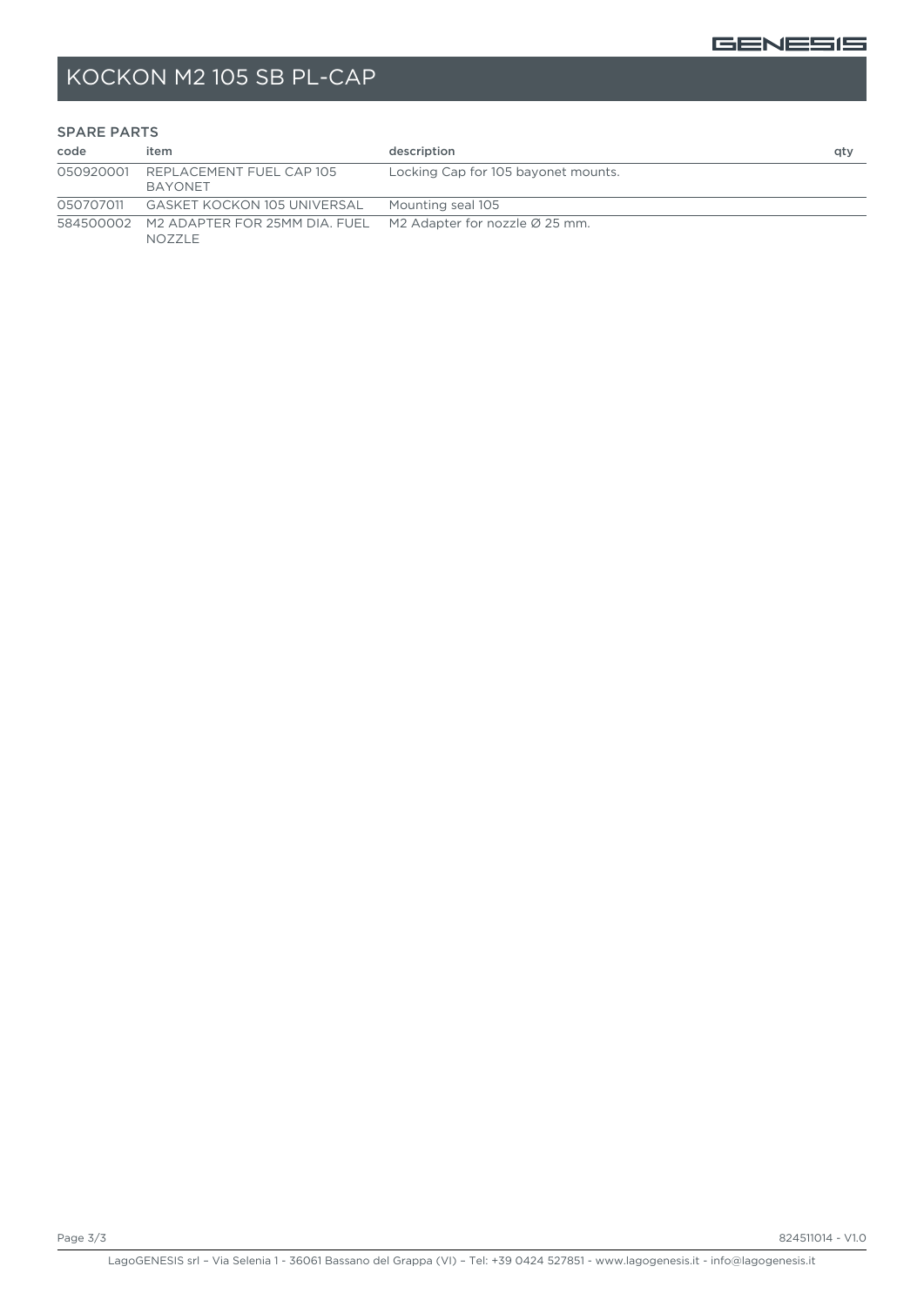# KOCKON M2 105 SB PL-CAP

## SPARE PARTS

| code | item | description | qty |
| --- | --- | --- | --- |
| 050920001 | REPLACEMENT FUEL CAP 105 BAYONET | Locking Cap for 105 bayonet mounts. | |
| 050707011 | GASKET KOCKON 105 UNIVERSAL | Mounting seal 105 | |
| 584500002 | M2 ADAPTER FOR 25MM DIA. FUEL NOZZLE | M2 Adapter for nozzle Ø 25 mm. | |

824511014 - V1.0

LagoGENESIS srl – Via Selenia 1 - 36061 Bassano del Grappa (VI) – Tel: +39 0424 527851 - www.lagogenesis.it - info@lagogenesis.it